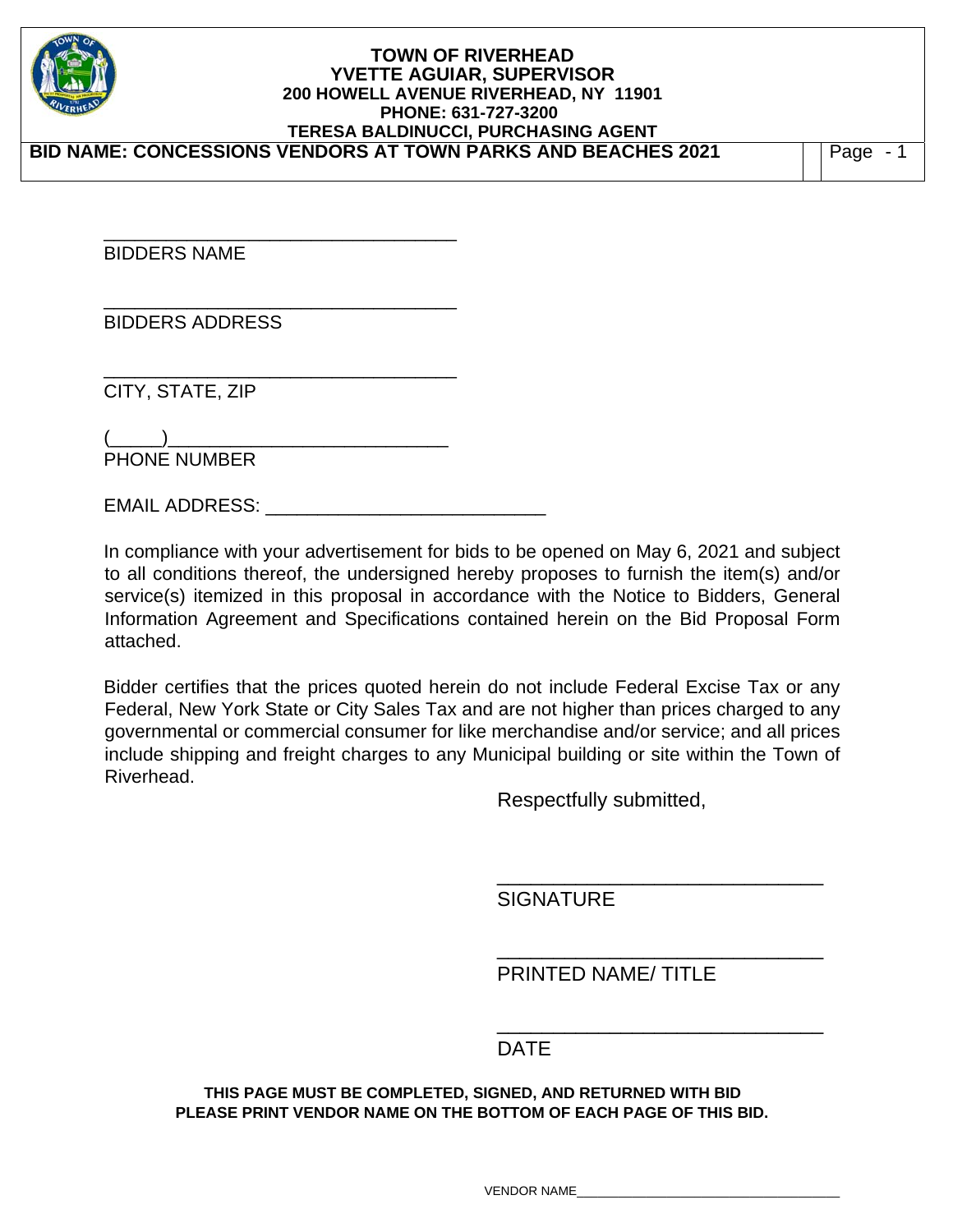**TOWN OF RIVERHEAD**
**YVETTE AGUIAR, SUPERVISOR**
**200 HOWELL AVENUE RIVERHEAD, NY 11901**
**PHONE: 631-727-3200**
**TERESA BALDINUCCI, PURCHASING AGENT**

**BID NAME: CONCESSIONS VENDORS AT TOWN PARKS AND BEACHES 2021**

_________________________________
BIDDERS NAME

_________________________________
BIDDERS ADDRESS

_________________________________
CITY, STATE, ZIP

(_____)___________________________
PHONE NUMBER

EMAIL ADDRESS: ___________________________

In compliance with your advertisement for bids to be opened on May 6, 2021 and subject to all conditions thereof, the undersigned hereby proposes to furnish the item(s) and/or service(s) itemized in this proposal in accordance with the Notice to Bidders, General Information Agreement and Specifications contained herein on the Bid Proposal Form attached.

Bidder certifies that the prices quoted herein do not include Federal Excise Tax or any Federal, New York State or City Sales Tax and are not higher than prices charged to any governmental or commercial consumer for like merchandise and/or service; and all prices include shipping and freight charges to any Municipal building or site within the Town of Riverhead.

Respectfully submitted,

_____________________________
SIGNATURE

_____________________________
PRINTED NAME/ TITLE

_____________________________
DATE

**THIS PAGE MUST BE COMPLETED, SIGNED, AND RETURNED WITH BID**
**PLEASE PRINT VENDOR NAME ON THE BOTTOM OF EACH PAGE OF THIS BID.**

VENDOR NAME___________________________________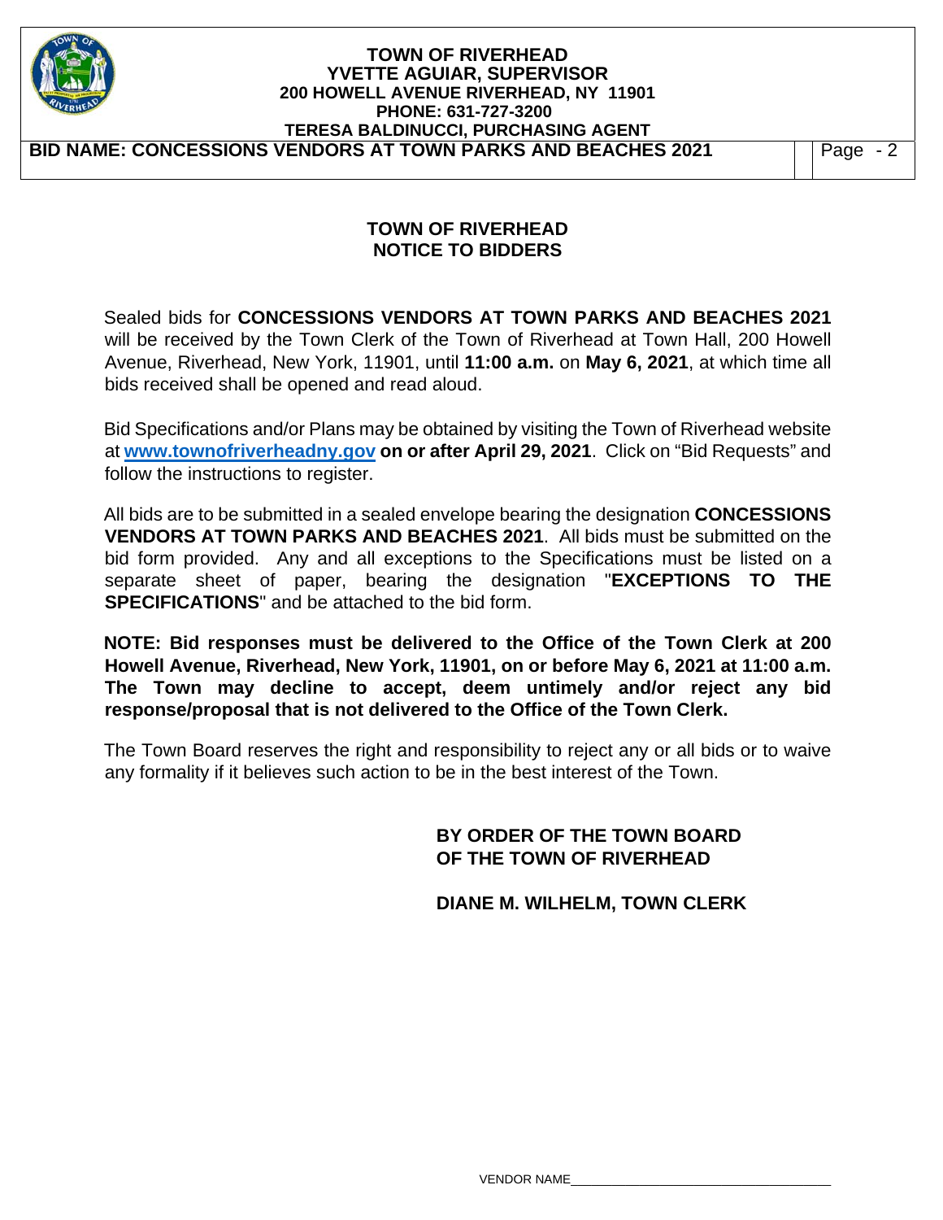## TOWN OF RIVERHEAD
## NOTICE TO BIDDERS

Sealed bids for **CONCESSIONS VENDORS AT TOWN PARKS AND BEACHES 2021** will be received by the Town Clerk of the Town of Riverhead at Town Hall, 200 Howell Avenue, Riverhead, New York, 11901, until **11:00 a.m.** on **May 6, 2021**, at which time all bids received shall be opened and read aloud.

Bid Specifications and/or Plans may be obtained by visiting the Town of Riverhead website at **www.townofriverheadny.gov on or after April 29, 2021**. Click on "Bid Requests" and follow the instructions to register.

All bids are to be submitted in a sealed envelope bearing the designation **CONCESSIONS VENDORS AT TOWN PARKS AND BEACHES 2021**. All bids must be submitted on the bid form provided. Any and all exceptions to the Specifications must be listed on a separate sheet of paper, bearing the designation "**EXCEPTIONS TO THE SPECIFICATIONS**" and be attached to the bid form.

**NOTE: Bid responses must be delivered to the Office of the Town Clerk at 200 Howell Avenue, Riverhead, New York, 11901, on or before May 6, 2021 at 11:00 a.m. The Town may decline to accept, deem untimely and/or reject any bid response/proposal that is not delivered to the Office of the Town Clerk.**

The Town Board reserves the right and responsibility to reject any or all bids or to waive any formality if it believes such action to be in the best interest of the Town.

**BY ORDER OF THE TOWN BOARD**
**OF THE TOWN OF RIVERHEAD**

**DIANE M. WILHELM, TOWN CLERK**

VENDOR NAME___________________________________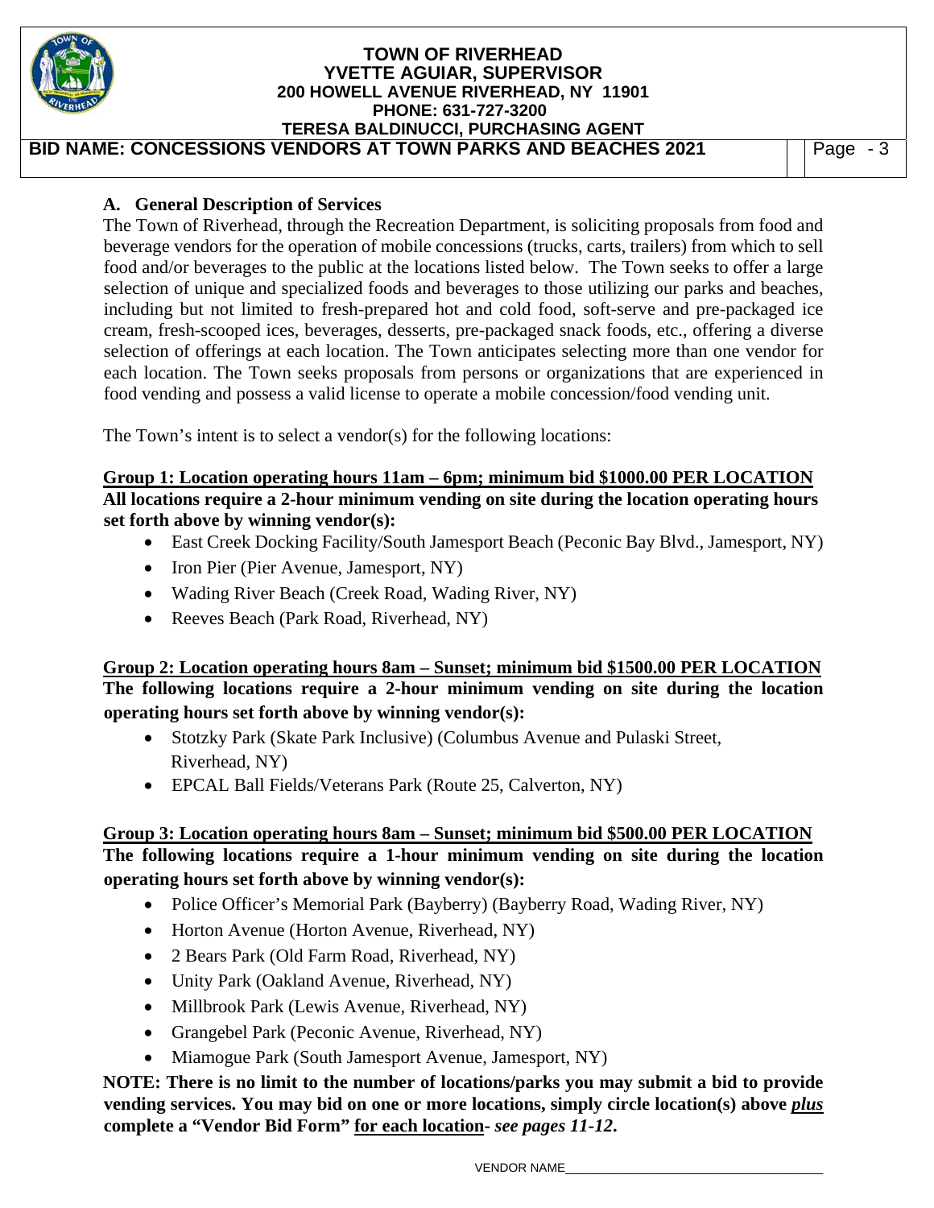## A. General Description of Services

The Town of Riverhead, through the Recreation Department, is soliciting proposals from food and beverage vendors for the operation of mobile concessions (trucks, carts, trailers) from which to sell food and/or beverages to the public at the locations listed below. The Town seeks to offer a large selection of unique and specialized foods and beverages to those utilizing our parks and beaches, including but not limited to fresh-prepared hot and cold food, soft-serve and pre-packaged ice cream, fresh-scooped ices, beverages, desserts, pre-packaged snack foods, etc., offering a diverse selection of offerings at each location. The Town anticipates selecting more than one vendor for each location. The Town seeks proposals from persons or organizations that are experienced in food vending and possess a valid license to operate a mobile concession/food vending unit.

The Town's intent is to select a vendor(s) for the following locations:

**Group 1: Location operating hours 11am – 6pm; minimum bid $1000.00 PER LOCATION**
**All locations require a 2-hour minimum vending on site during the location operating hours set forth above by winning vendor(s):**

- East Creek Docking Facility/South Jamesport Beach (Peconic Bay Blvd., Jamesport, NY)
- Iron Pier (Pier Avenue, Jamesport, NY)
- Wading River Beach (Creek Road, Wading River, NY)
- Reeves Beach (Park Road, Riverhead, NY)

**Group 2: Location operating hours 8am – Sunset; minimum bid $1500.00 PER LOCATION**
**The following locations require a 2-hour minimum vending on site during the location operating hours set forth above by winning vendor(s):**

- Stotzky Park (Skate Park Inclusive) (Columbus Avenue and Pulaski Street, Riverhead, NY)
- EPCAL Ball Fields/Veterans Park (Route 25, Calverton, NY)

**Group 3: Location operating hours 8am – Sunset; minimum bid $500.00 PER LOCATION**
**The following locations require a 1-hour minimum vending on site during the location operating hours set forth above by winning vendor(s):**

- Police Officer's Memorial Park (Bayberry) (Bayberry Road, Wading River, NY)
- Horton Avenue (Horton Avenue, Riverhead, NY)
- 2 Bears Park (Old Farm Road, Riverhead, NY)
- Unity Park (Oakland Avenue, Riverhead, NY)
- Millbrook Park (Lewis Avenue, Riverhead, NY)
- Grangebel Park (Peconic Avenue, Riverhead, NY)
- Miamogue Park (South Jamesport Avenue, Jamesport, NY)

**NOTE: There is no limit to the number of locations/parks you may submit a bid to provide vending services. You may bid on one or more locations, simply circle location(s) above *plus* complete a "Vendor Bid Form" for each location- *see pages 11-12*.**

VENDOR NAME___________________________________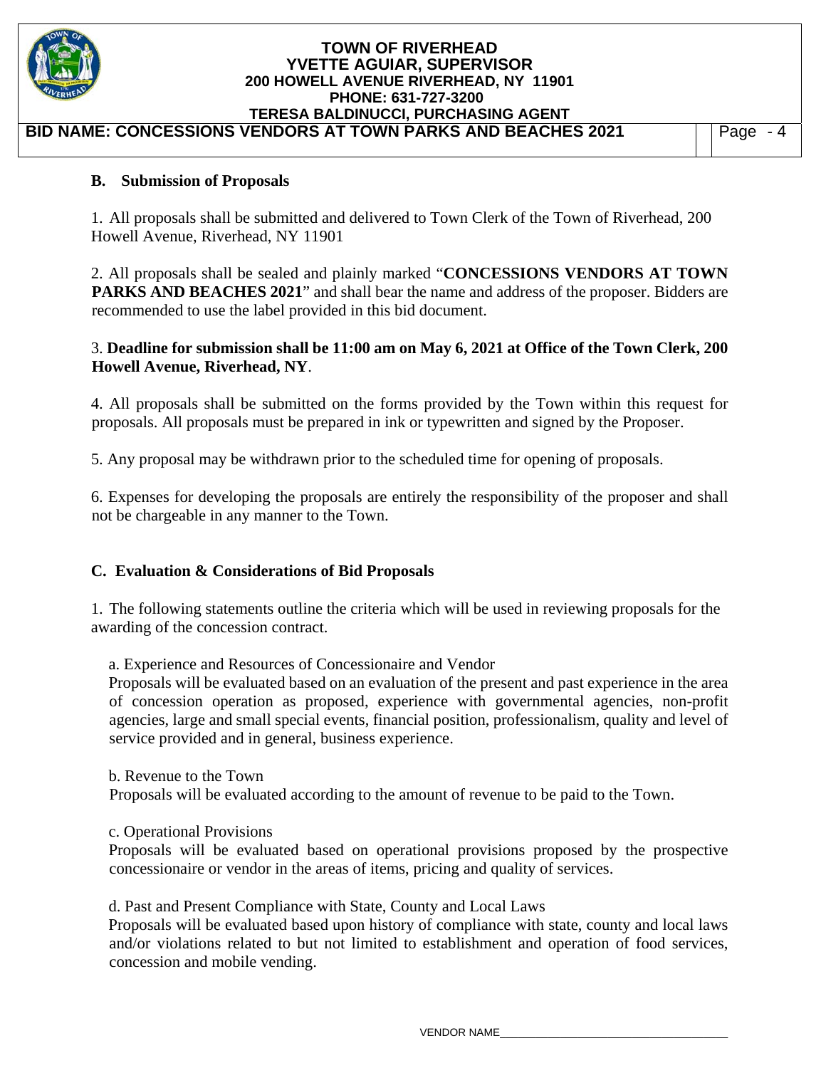## B. Submission of Proposals

1. All proposals shall be submitted and delivered to Town Clerk of the Town of Riverhead, 200 Howell Avenue, Riverhead, NY 11901

2. All proposals shall be sealed and plainly marked "**CONCESSIONS VENDORS AT TOWN PARKS AND BEACHES 2021**" and shall bear the name and address of the proposer. Bidders are recommended to use the label provided in this bid document.

3. **Deadline for submission shall be 11:00 am on May 6, 2021 at Office of the Town Clerk, 200 Howell Avenue, Riverhead, NY**.

4. All proposals shall be submitted on the forms provided by the Town within this request for proposals. All proposals must be prepared in ink or typewritten and signed by the Proposer.

5. Any proposal may be withdrawn prior to the scheduled time for opening of proposals.

6. Expenses for developing the proposals are entirely the responsibility of the proposer and shall not be chargeable in any manner to the Town.

## C. Evaluation & Considerations of Bid Proposals

1. The following statements outline the criteria which will be used in reviewing proposals for the awarding of the concession contract.

a. Experience and Resources of Concessionaire and Vendor
Proposals will be evaluated based on an evaluation of the present and past experience in the area of concession operation as proposed, experience with governmental agencies, non-profit agencies, large and small special events, financial position, professionalism, quality and level of service provided and in general, business experience.

b. Revenue to the Town
Proposals will be evaluated according to the amount of revenue to be paid to the Town.

c. Operational Provisions
Proposals will be evaluated based on operational provisions proposed by the prospective concessionaire or vendor in the areas of items, pricing and quality of services.

d. Past and Present Compliance with State, County and Local Laws
Proposals will be evaluated based upon history of compliance with state, county and local laws and/or violations related to but not limited to establishment and operation of food services, concession and mobile vending.

VENDOR NAME\_\_\_\_\_\_\_\_\_\_\_\_\_\_\_\_\_\_\_\_\_\_\_\_\_\_\_\_\_\_\_\_\_\_\_\_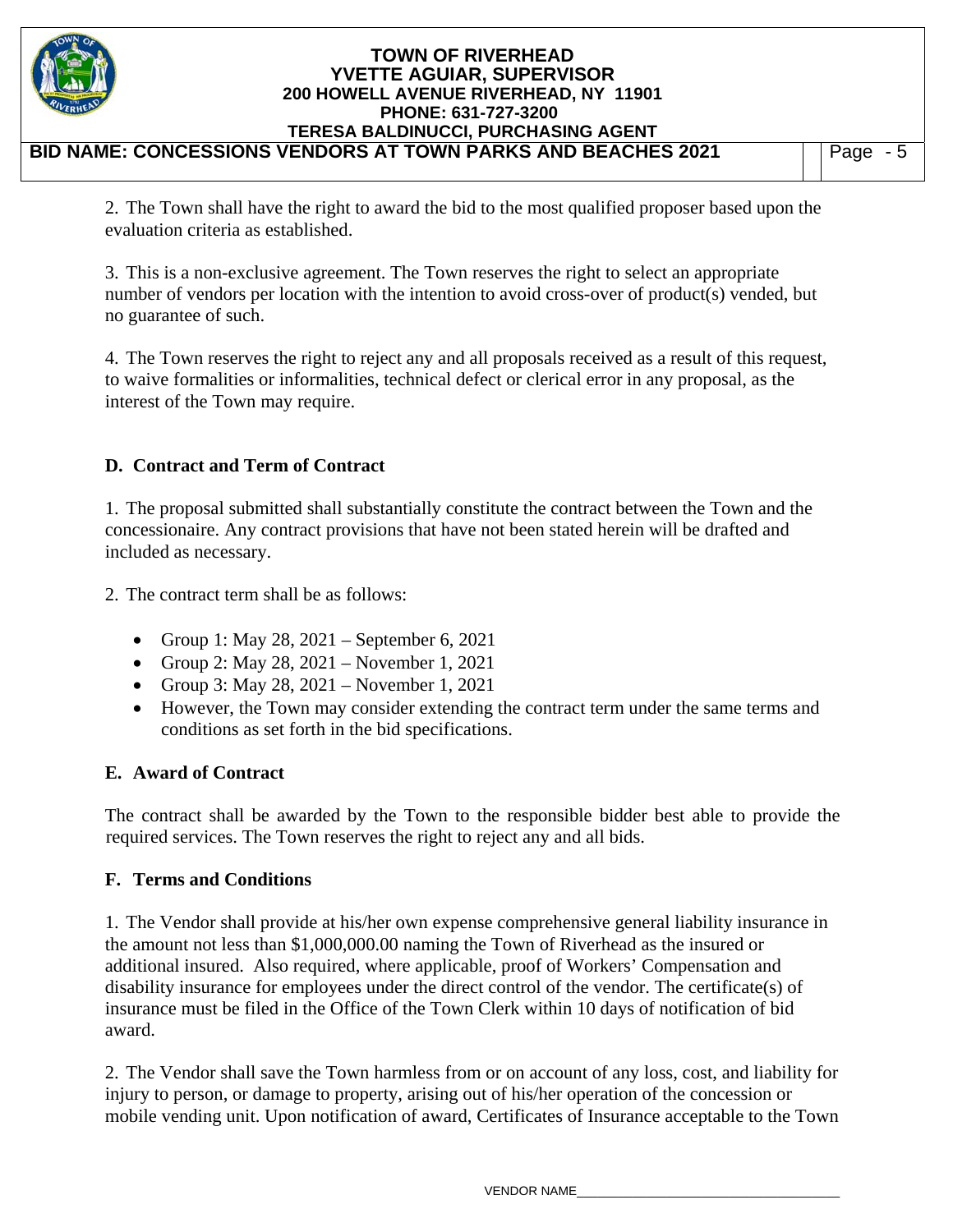2. The Town shall have the right to award the bid to the most qualified proposer based upon the evaluation criteria as established.

3. This is a non-exclusive agreement. The Town reserves the right to select an appropriate number of vendors per location with the intention to avoid cross-over of product(s) vended, but no guarantee of such.

4. The Town reserves the right to reject any and all proposals received as a result of this request, to waive formalities or informalities, technical defect or clerical error in any proposal, as the interest of the Town may require.

## D. Contract and Term of Contract

1. The proposal submitted shall substantially constitute the contract between the Town and the concessionaire. Any contract provisions that have not been stated herein will be drafted and included as necessary.

2. The contract term shall be as follows:

- Group 1: May 28, 2021 – September 6, 2021
- Group 2: May 28, 2021 – November 1, 2021
- Group 3: May 28, 2021 – November 1, 2021
- However, the Town may consider extending the contract term under the same terms and conditions as set forth in the bid specifications.

## E. Award of Contract

The contract shall be awarded by the Town to the responsible bidder best able to provide the required services. The Town reserves the right to reject any and all bids.

## F. Terms and Conditions

1. The Vendor shall provide at his/her own expense comprehensive general liability insurance in the amount not less than $1,000,000.00 naming the Town of Riverhead as the insured or additional insured. Also required, where applicable, proof of Workers' Compensation and disability insurance for employees under the direct control of the vendor. The certificate(s) of insurance must be filed in the Office of the Town Clerk within 10 days of notification of bid award.

2. The Vendor shall save the Town harmless from or on account of any loss, cost, and liability for injury to person, or damage to property, arising out of his/her operation of the concession or mobile vending unit. Upon notification of award, Certificates of Insurance acceptable to the Town

VENDOR NAME___________________________________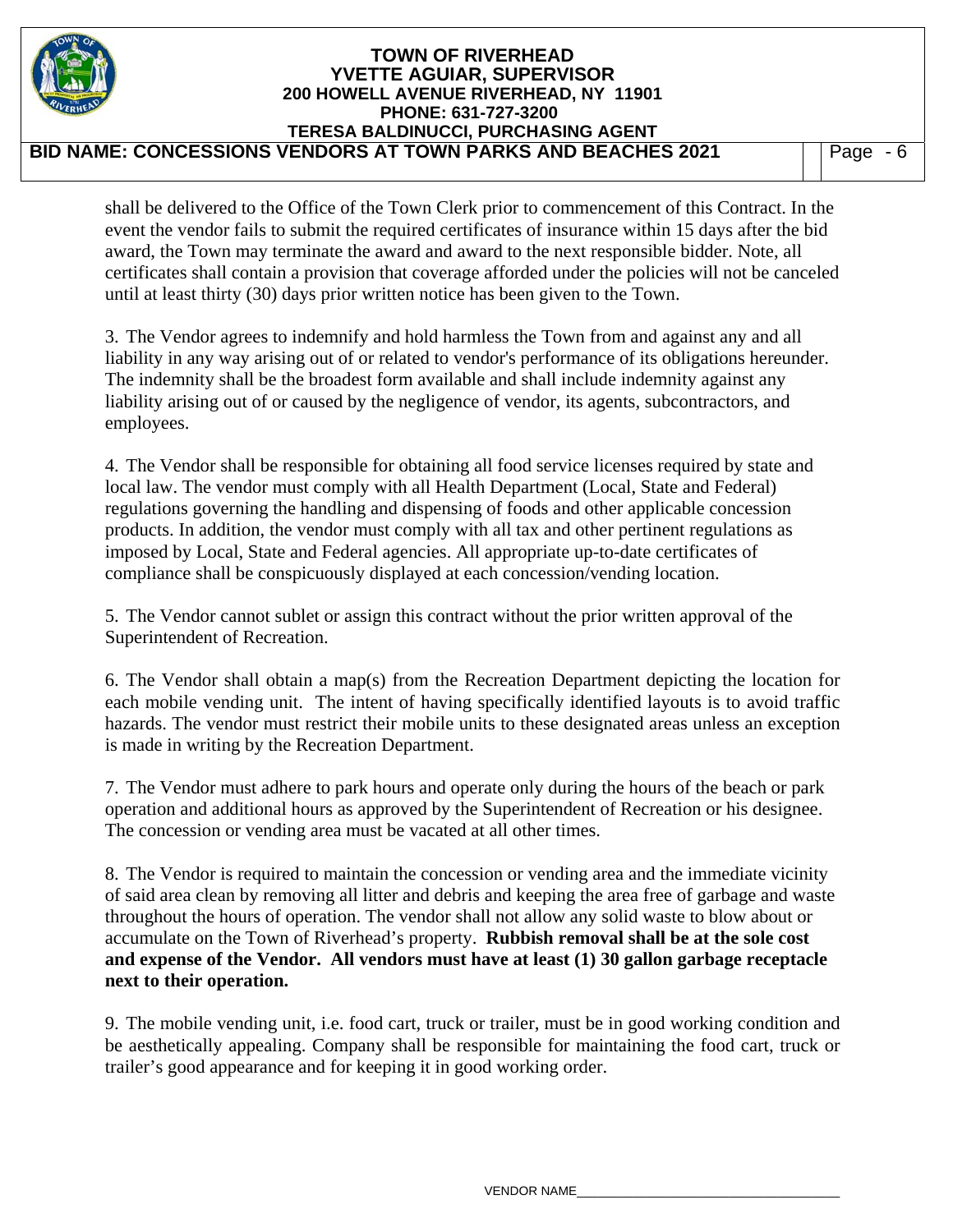shall be delivered to the Office of the Town Clerk prior to commencement of this Contract. In the event the vendor fails to submit the required certificates of insurance within 15 days after the bid award, the Town may terminate the award and award to the next responsible bidder. Note, all certificates shall contain a provision that coverage afforded under the policies will not be canceled until at least thirty (30) days prior written notice has been given to the Town.

3. The Vendor agrees to indemnify and hold harmless the Town from and against any and all liability in any way arising out of or related to vendor's performance of its obligations hereunder. The indemnity shall be the broadest form available and shall include indemnity against any liability arising out of or caused by the negligence of vendor, its agents, subcontractors, and employees.

4. The Vendor shall be responsible for obtaining all food service licenses required by state and local law. The vendor must comply with all Health Department (Local, State and Federal) regulations governing the handling and dispensing of foods and other applicable concession products. In addition, the vendor must comply with all tax and other pertinent regulations as imposed by Local, State and Federal agencies. All appropriate up-to-date certificates of compliance shall be conspicuously displayed at each concession/vending location.

5. The Vendor cannot sublet or assign this contract without the prior written approval of the Superintendent of Recreation.

6. The Vendor shall obtain a map(s) from the Recreation Department depicting the location for each mobile vending unit. The intent of having specifically identified layouts is to avoid traffic hazards. The vendor must restrict their mobile units to these designated areas unless an exception is made in writing by the Recreation Department.

7. The Vendor must adhere to park hours and operate only during the hours of the beach or park operation and additional hours as approved by the Superintendent of Recreation or his designee. The concession or vending area must be vacated at all other times.

8. The Vendor is required to maintain the concession or vending area and the immediate vicinity of said area clean by removing all litter and debris and keeping the area free of garbage and waste throughout the hours of operation. The vendor shall not allow any solid waste to blow about or accumulate on the Town of Riverhead's property. **Rubbish removal shall be at the sole cost and expense of the Vendor. All vendors must have at least (1) 30 gallon garbage receptacle next to their operation.**

9. The mobile vending unit, i.e. food cart, truck or trailer, must be in good working condition and be aesthetically appealing. Company shall be responsible for maintaining the food cart, truck or trailer's good appearance and for keeping it in good working order.

VENDOR NAME_______________________________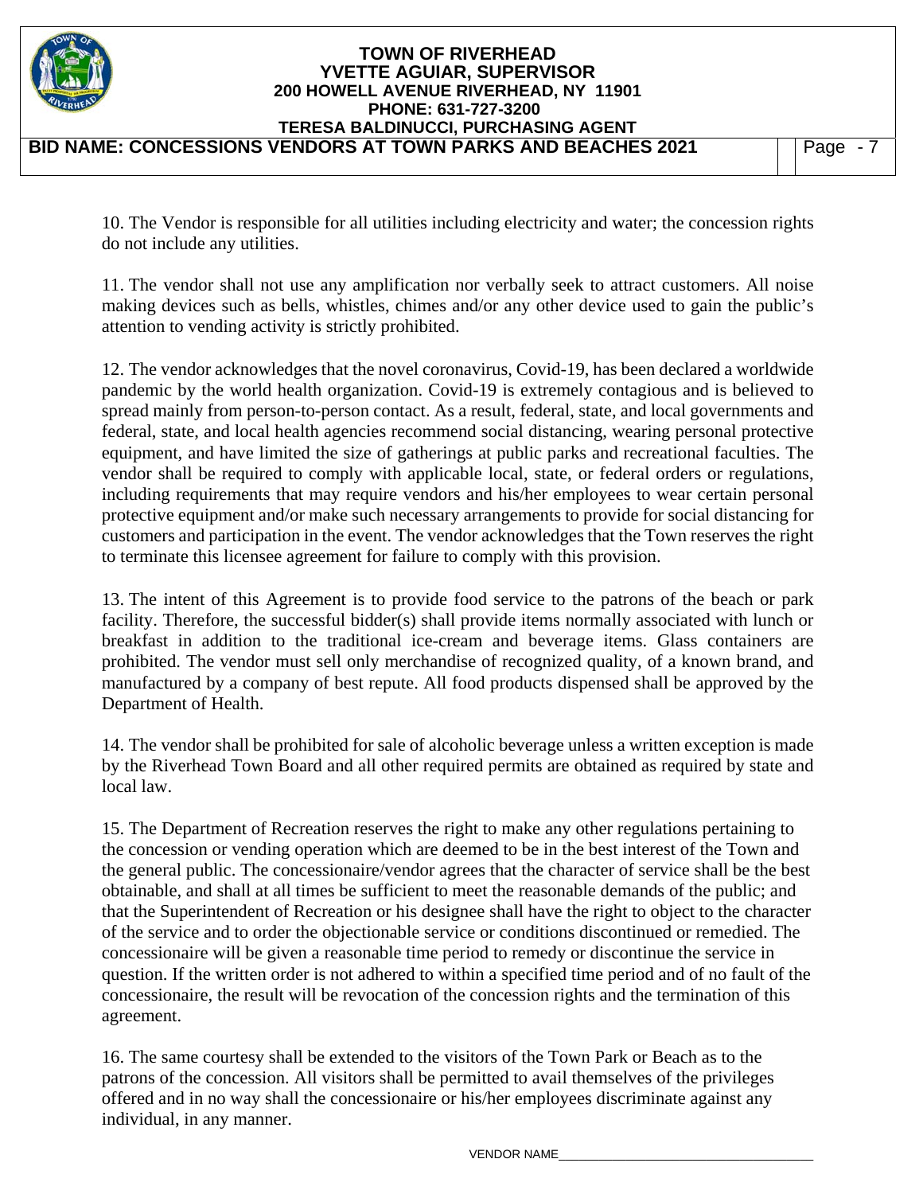10. The Vendor is responsible for all utilities including electricity and water; the concession rights do not include any utilities.

11. The vendor shall not use any amplification nor verbally seek to attract customers. All noise making devices such as bells, whistles, chimes and/or any other device used to gain the public's attention to vending activity is strictly prohibited.

12. The vendor acknowledges that the novel coronavirus, Covid-19, has been declared a worldwide pandemic by the world health organization. Covid-19 is extremely contagious and is believed to spread mainly from person-to-person contact. As a result, federal, state, and local governments and federal, state, and local health agencies recommend social distancing, wearing personal protective equipment, and have limited the size of gatherings at public parks and recreational faculties. The vendor shall be required to comply with applicable local, state, or federal orders or regulations, including requirements that may require vendors and his/her employees to wear certain personal protective equipment and/or make such necessary arrangements to provide for social distancing for customers and participation in the event. The vendor acknowledges that the Town reserves the right to terminate this licensee agreement for failure to comply with this provision.

13. The intent of this Agreement is to provide food service to the patrons of the beach or park facility. Therefore, the successful bidder(s) shall provide items normally associated with lunch or breakfast in addition to the traditional ice-cream and beverage items. Glass containers are prohibited. The vendor must sell only merchandise of recognized quality, of a known brand, and manufactured by a company of best repute. All food products dispensed shall be approved by the Department of Health.

14. The vendor shall be prohibited for sale of alcoholic beverage unless a written exception is made by the Riverhead Town Board and all other required permits are obtained as required by state and local law.

15. The Department of Recreation reserves the right to make any other regulations pertaining to the concession or vending operation which are deemed to be in the best interest of the Town and the general public. The concessionaire/vendor agrees that the character of service shall be the best obtainable, and shall at all times be sufficient to meet the reasonable demands of the public; and that the Superintendent of Recreation or his designee shall have the right to object to the character of the service and to order the objectionable service or conditions discontinued or remedied. The concessionaire will be given a reasonable time period to remedy or discontinue the service in question. If the written order is not adhered to within a specified time period and of no fault of the concessionaire, the result will be revocation of the concession rights and the termination of this agreement.

16. The same courtesy shall be extended to the visitors of the Town Park or Beach as to the patrons of the concession. All visitors shall be permitted to avail themselves of the privileges offered and in no way shall the concessionaire or his/her employees discriminate against any individual, in any manner.

VENDOR NAME_________________________________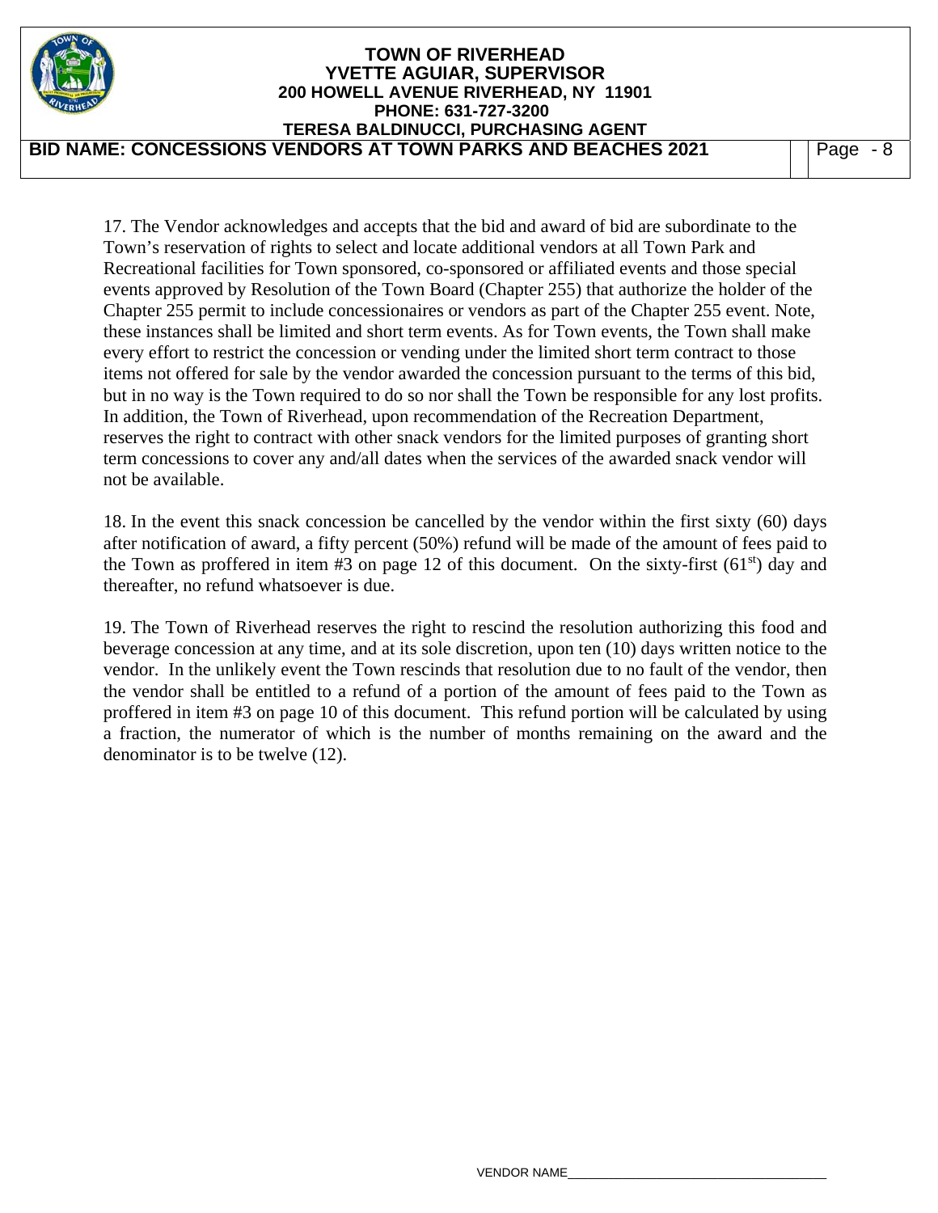17. The Vendor acknowledges and accepts that the bid and award of bid are subordinate to the Town's reservation of rights to select and locate additional vendors at all Town Park and Recreational facilities for Town sponsored, co-sponsored or affiliated events and those special events approved by Resolution of the Town Board (Chapter 255) that authorize the holder of the Chapter 255 permit to include concessionaires or vendors as part of the Chapter 255 event. Note, these instances shall be limited and short term events. As for Town events, the Town shall make every effort to restrict the concession or vending under the limited short term contract to those items not offered for sale by the vendor awarded the concession pursuant to the terms of this bid, but in no way is the Town required to do so nor shall the Town be responsible for any lost profits. In addition, the Town of Riverhead, upon recommendation of the Recreation Department, reserves the right to contract with other snack vendors for the limited purposes of granting short term concessions to cover any and/all dates when the services of the awarded snack vendor will not be available.

18. In the event this snack concession be cancelled by the vendor within the first sixty (60) days after notification of award, a fifty percent (50%) refund will be made of the amount of fees paid to the Town as proffered in item #3 on page 12 of this document. On the sixty-first (61st) day and thereafter, no refund whatsoever is due.

19. The Town of Riverhead reserves the right to rescind the resolution authorizing this food and beverage concession at any time, and at its sole discretion, upon ten (10) days written notice to the vendor. In the unlikely event the Town rescinds that resolution due to no fault of the vendor, then the vendor shall be entitled to a refund of a portion of the amount of fees paid to the Town as proffered in item #3 on page 10 of this document. This refund portion will be calculated by using a fraction, the numerator of which is the number of months remaining on the award and the denominator is to be twelve (12).

VENDOR NAME\_\_\_\_\_\_\_\_\_\_\_\_\_\_\_\_\_\_\_\_\_\_\_\_\_\_\_\_\_\_\_\_\_\_\_\_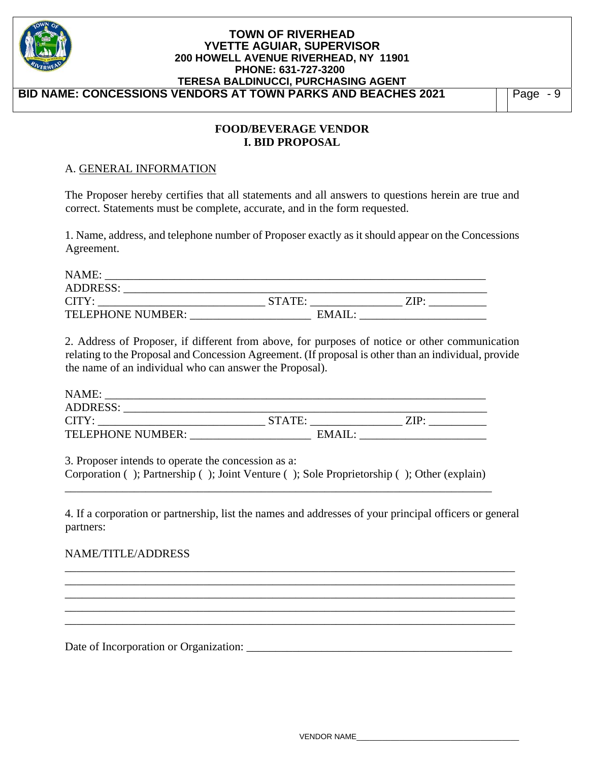## FOOD/BEVERAGE VENDOR
## I. BID PROPOSAL

A. GENERAL INFORMATION

The Proposer hereby certifies that all statements and all answers to questions herein are true and correct. Statements must be complete, accurate, and in the form requested.

1. Name, address, and telephone number of Proposer exactly as it should appear on the Concessions Agreement.

NAME: ___________________________________________________________________
ADDRESS: ________________________________________________________________
CITY: _____________________________ STATE: ________________ ZIP: __________
TELEPHONE NUMBER: _____________________ EMAIL: ______________________

2. Address of Proposer, if different from above, for purposes of notice or other communication relating to the Proposal and Concession Agreement. (If proposal is other than an individual, provide the name of an individual who can answer the Proposal).

NAME: ___________________________________________________________________
ADDRESS: ________________________________________________________________
CITY: _____________________________ STATE: ________________ ZIP: __________
TELEPHONE NUMBER: _____________________ EMAIL: ______________________

3. Proposer intends to operate the concession as a:
Corporation ( ); Partnership ( ); Joint Venture ( ); Sole Proprietorship ( ); Other (explain)
_____________________________________________________________________________

4. If a corporation or partnership, list the names and addresses of your principal officers or general partners:

NAME/TITLE/ADDRESS

_____________________________________________________________________________
_____________________________________________________________________________
_____________________________________________________________________________
_____________________________________________________________________________
_____________________________________________________________________________

Date of Incorporation or Organization: _________________________________________________

VENDOR NAME_____________________________________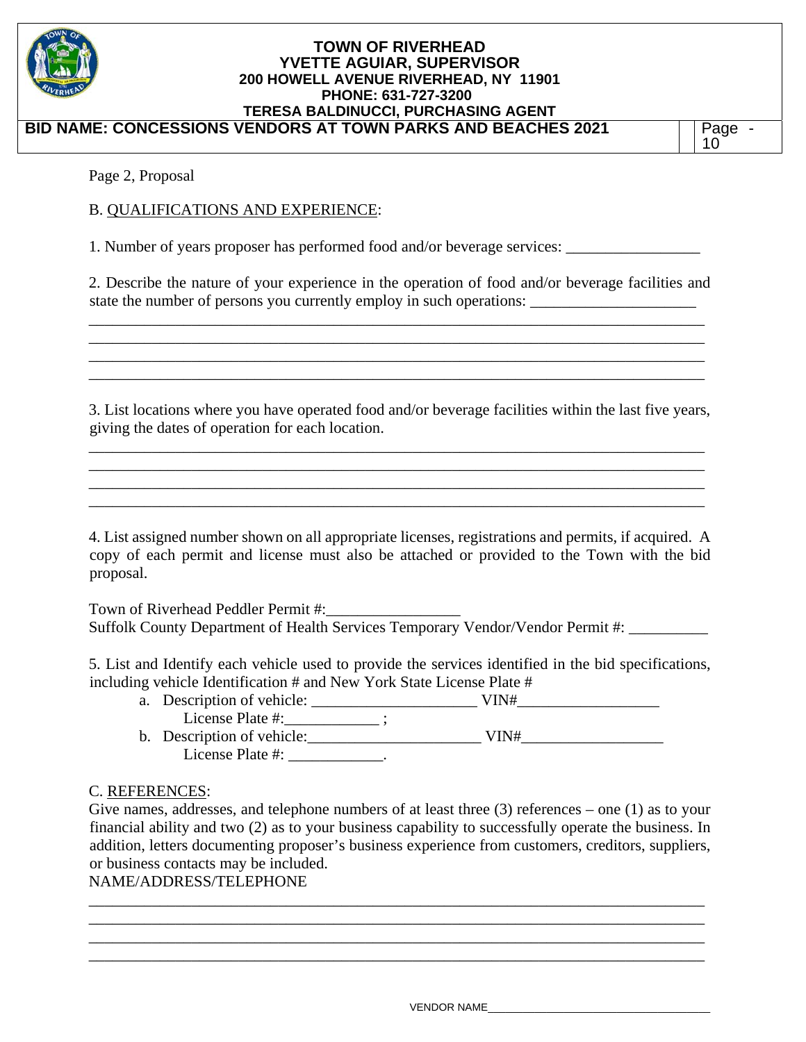Page 2, Proposal

B. QUALIFICATIONS AND EXPERIENCE:

1. Number of years proposer has performed food and/or beverage services: _________________

2. Describe the nature of your experience in the operation of food and/or beverage facilities and state the number of persons you currently employ in such operations: _____________________

________________________________________________________________________________
________________________________________________________________________________
________________________________________________________________________________
________________________________________________________________________________

3. List locations where you have operated food and/or beverage facilities within the last five years, giving the dates of operation for each location.

________________________________________________________________________________
________________________________________________________________________________
________________________________________________________________________________
________________________________________________________________________________

4. List assigned number shown on all appropriate licenses, registrations and permits, if acquired. A copy of each permit and license must also be attached or provided to the Town with the bid proposal.

Town of Riverhead Peddler Permit #:_________________
Suffolk County Department of Health Services Temporary Vendor/Vendor Permit #: __________

5. List and Identify each vehicle used to provide the services identified in the bid specifications, including vehicle Identification # and New York State License Plate #

a. Description of vehicle: _____________________ VIN#__________________
   License Plate #:____________ ;
b. Description of vehicle:______________________ VIN#__________________
   License Plate #: ____________.

C. REFERENCES:
Give names, addresses, and telephone numbers of at least three (3) references – one (1) as to your financial ability and two (2) as to your business capability to successfully operate the business. In addition, letters documenting proposer's business experience from customers, creditors, suppliers, or business contacts may be included.
NAME/ADDRESS/TELEPHONE

________________________________________________________________________________
________________________________________________________________________________
________________________________________________________________________________
________________________________________________________________________________

VENDOR NAME_____________________________________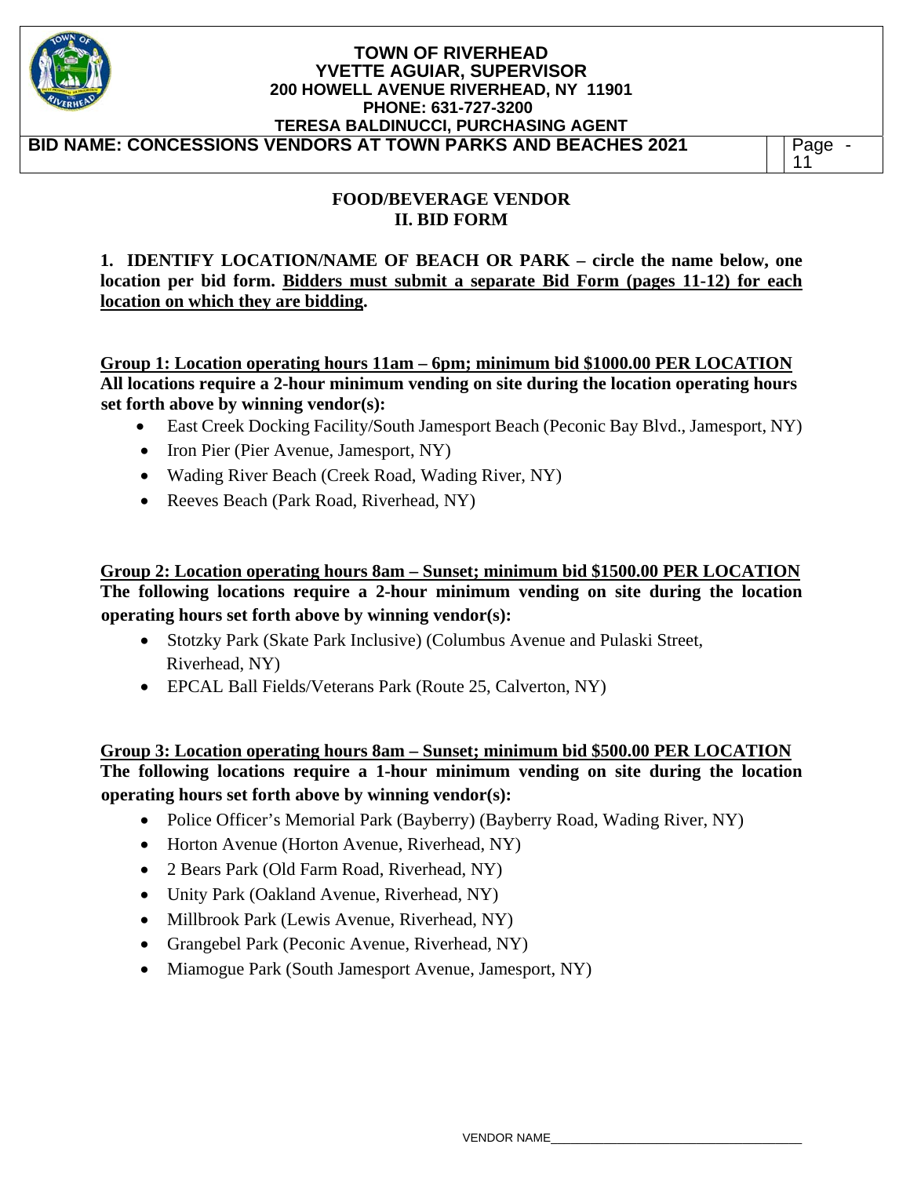## FOOD/BEVERAGE VENDOR
## II. BID FORM

**1. IDENTIFY LOCATION/NAME OF BEACH OR PARK – circle the name below, one location per bid form. <u>Bidders must submit a separate Bid Form (pages 11-12) for each location on which they are bidding</u>.**

**<u>Group 1: Location operating hours 11am – 6pm; minimum bid $1000.00 PER LOCATION</u>**
**All locations require a 2-hour minimum vending on site during the location operating hours set forth above by winning vendor(s):**

- East Creek Docking Facility/South Jamesport Beach (Peconic Bay Blvd., Jamesport, NY)
- Iron Pier (Pier Avenue, Jamesport, NY)
- Wading River Beach (Creek Road, Wading River, NY)
- Reeves Beach (Park Road, Riverhead, NY)

**<u>Group 2: Location operating hours 8am – Sunset; minimum bid $1500.00 PER LOCATION</u>**
**The following locations require a 2-hour minimum vending on site during the location operating hours set forth above by winning vendor(s):**

- Stotzky Park (Skate Park Inclusive) (Columbus Avenue and Pulaski Street, Riverhead, NY)
- EPCAL Ball Fields/Veterans Park (Route 25, Calverton, NY)

**<u>Group 3: Location operating hours 8am – Sunset; minimum bid $500.00 PER LOCATION</u>**
**The following locations require a 1-hour minimum vending on site during the location operating hours set forth above by winning vendor(s):**

- Police Officer's Memorial Park (Bayberry) (Bayberry Road, Wading River, NY)
- Horton Avenue (Horton Avenue, Riverhead, NY)
- 2 Bears Park (Old Farm Road, Riverhead, NY)
- Unity Park (Oakland Avenue, Riverhead, NY)
- Millbrook Park (Lewis Avenue, Riverhead, NY)
- Grangebel Park (Peconic Avenue, Riverhead, NY)
- Miamogue Park (South Jamesport Avenue, Jamesport, NY)

VENDOR NAME___________________________________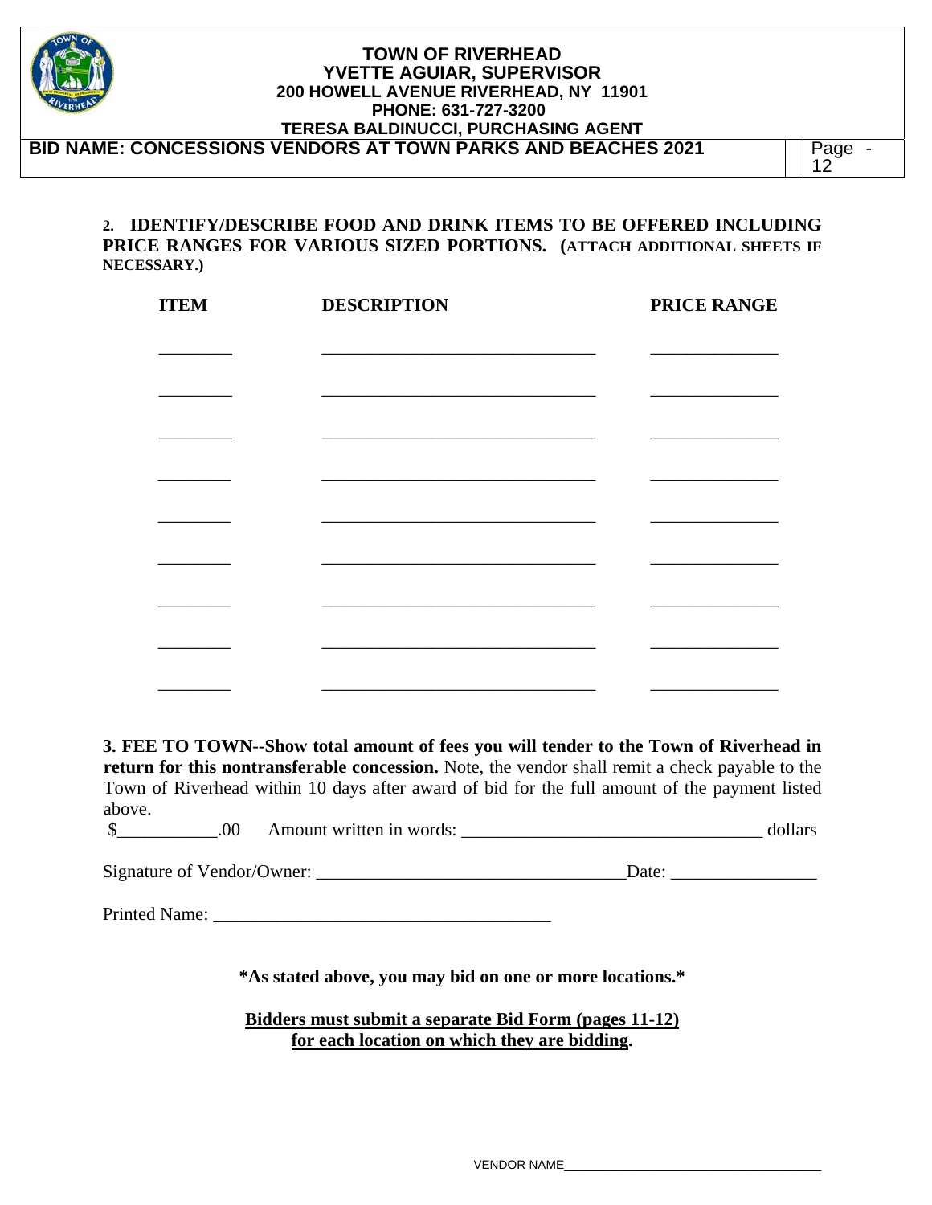**2. IDENTIFY/DESCRIBE FOOD AND DRINK ITEMS TO BE OFFERED INCLUDING PRICE RANGES FOR VARIOUS SIZED PORTIONS. (ATTACH ADDITIONAL SHEETS IF NECESSARY.)**

| ITEM | DESCRIPTION | PRICE RANGE |
|---|---|---|
| ________ | ______________________________ | ______________ |
| ________ | ______________________________ | ______________ |
| ________ | ______________________________ | ______________ |
| ________ | ______________________________ | ______________ |
| ________ | ______________________________ | ______________ |
| ________ | ______________________________ | ______________ |
| ________ | ______________________________ | ______________ |
| ________ | ______________________________ | ______________ |
| ________ | ______________________________ | ______________ |

**3. FEE TO TOWN--Show total amount of fees you will tender to the Town of Riverhead in return for this nontransferable concession.** Note, the vendor shall remit a check payable to the Town of Riverhead within 10 days after award of bid for the full amount of the payment listed above.

$___________.00 Amount written in words: _________________________________ dollars

Signature of Vendor/Owner: __________________________________Date: ________________

Printed Name: ____________________________________

**\*As stated above, you may bid on one or more locations.\***

**<u>Bidders must submit a separate Bid Form (pages 11-12) for each location on which they are bidding</u>.**

VENDOR NAME___________________________________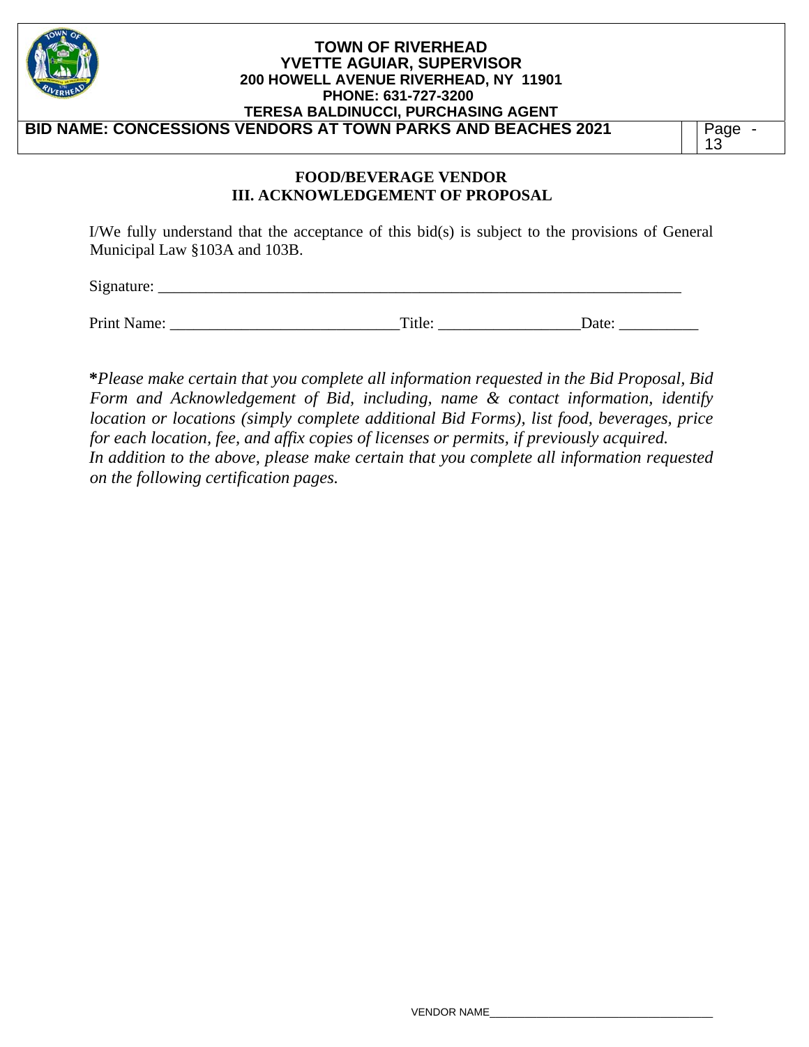## FOOD/BEVERAGE VENDOR
## III. ACKNOWLEDGEMENT OF PROPOSAL

I/We fully understand that the acceptance of this bid(s) is subject to the provisions of General Municipal Law §103A and 103B.

Signature: ______________________________________________________________________

Print Name: ______________________________Title: __________________Date: __________

***Please make certain that you complete all information requested in the Bid Proposal, Bid Form and Acknowledgement of Bid, including, name & contact information, identify location or locations (simply complete additional Bid Forms), list food, beverages, price for each location, fee, and affix copies of licenses or permits, if previously acquired.***
***In addition to the above, please make certain that you complete all information requested on the following certification pages.***

VENDOR NAME_____________________________________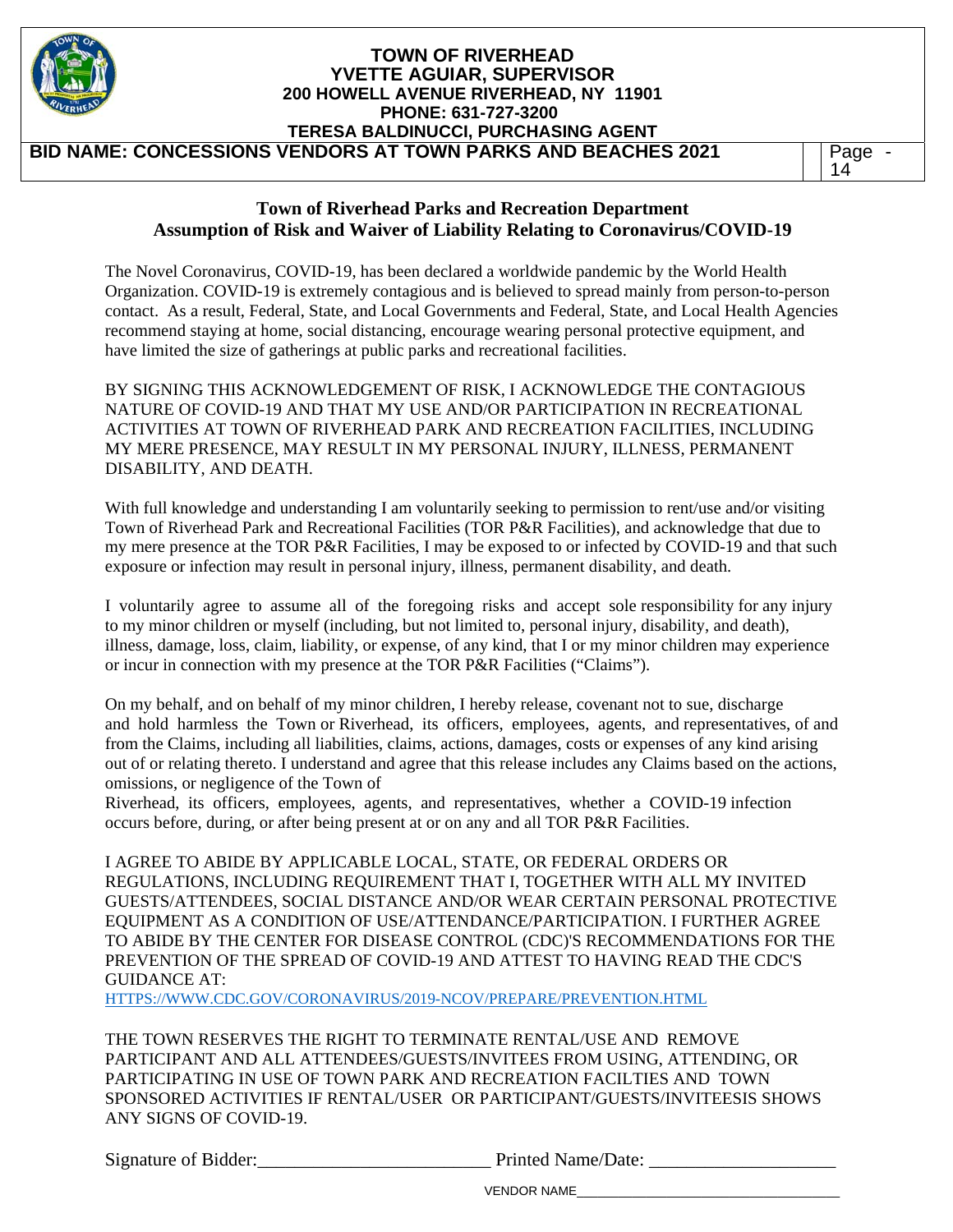**TOWN OF RIVERHEAD**
**YVETTE AGUIAR, SUPERVISOR**
**200 HOWELL AVENUE RIVERHEAD, NY 11901**
**PHONE: 631-727-3200**
**TERESA BALDINUCCI, PURCHASING AGENT**

**BID NAME: CONCESSIONS VENDORS AT TOWN PARKS AND BEACHES 2021**

## Town of Riverhead Parks and Recreation Department
## Assumption of Risk and Waiver of Liability Relating to Coronavirus/COVID-19

The Novel Coronavirus, COVID-19, has been declared a worldwide pandemic by the World Health Organization. COVID-19 is extremely contagious and is believed to spread mainly from person-to-person contact. As a result, Federal, State, and Local Governments and Federal, State, and Local Health Agencies recommend staying at home, social distancing, encourage wearing personal protective equipment, and have limited the size of gatherings at public parks and recreational facilities.

BY SIGNING THIS ACKNOWLEDGEMENT OF RISK, I ACKNOWLEDGE THE CONTAGIOUS NATURE OF COVID-19 AND THAT MY USE AND/OR PARTICIPATION IN RECREATIONAL ACTIVITIES AT TOWN OF RIVERHEAD PARK AND RECREATION FACILITIES, INCLUDING MY MERE PRESENCE, MAY RESULT IN MY PERSONAL INJURY, ILLNESS, PERMANENT DISABILITY, AND DEATH.

With full knowledge and understanding I am voluntarily seeking to permission to rent/use and/or visiting Town of Riverhead Park and Recreational Facilities (TOR P&R Facilities), and acknowledge that due to my mere presence at the TOR P&R Facilities, I may be exposed to or infected by COVID-19 and that such exposure or infection may result in personal injury, illness, permanent disability, and death.

I voluntarily agree to assume all of the foregoing risks and accept sole responsibility for any injury to my minor children or myself (including, but not limited to, personal injury, disability, and death), illness, damage, loss, claim, liability, or expense, of any kind, that I or my minor children may experience or incur in connection with my presence at the TOR P&R Facilities ("Claims").

On my behalf, and on behalf of my minor children, I hereby release, covenant not to sue, discharge and hold harmless the Town or Riverhead, its officers, employees, agents, and representatives, of and from the Claims, including all liabilities, claims, actions, damages, costs or expenses of any kind arising out of or relating thereto. I understand and agree that this release includes any Claims based on the actions, omissions, or negligence of the Town of Riverhead, its officers, employees, agents, and representatives, whether a COVID-19 infection occurs before, during, or after being present at or on any and all TOR P&R Facilities.

I AGREE TO ABIDE BY APPLICABLE LOCAL, STATE, OR FEDERAL ORDERS OR REGULATIONS, INCLUDING REQUIREMENT THAT I, TOGETHER WITH ALL MY INVITED GUESTS/ATTENDEES, SOCIAL DISTANCE AND/OR WEAR CERTAIN PERSONAL PROTECTIVE EQUIPMENT AS A CONDITION OF USE/ATTENDANCE/PARTICIPATION. I FURTHER AGREE TO ABIDE BY THE CENTER FOR DISEASE CONTROL (CDC)'S RECOMMENDATIONS FOR THE PREVENTION OF THE SPREAD OF COVID-19 AND ATTEST TO HAVING READ THE CDC'S GUIDANCE AT:
HTTPS://WWW.CDC.GOV/CORONAVIRUS/2019-NCOV/PREPARE/PREVENTION.HTML

THE TOWN RESERVES THE RIGHT TO TERMINATE RENTAL/USE AND REMOVE PARTICIPANT AND ALL ATTENDEES/GUESTS/INVITEES FROM USING, ATTENDING, OR PARTICIPATING IN USE OF TOWN PARK AND RECREATION FACILTIES AND TOWN SPONSORED ACTIVITIES IF RENTAL/USER OR PARTICIPANT/GUESTS/INVITEESIS SHOWS ANY SIGNS OF COVID-19.

Signature of Bidder:________________________ Printed Name/Date: ___________________

VENDOR NAME__________________________________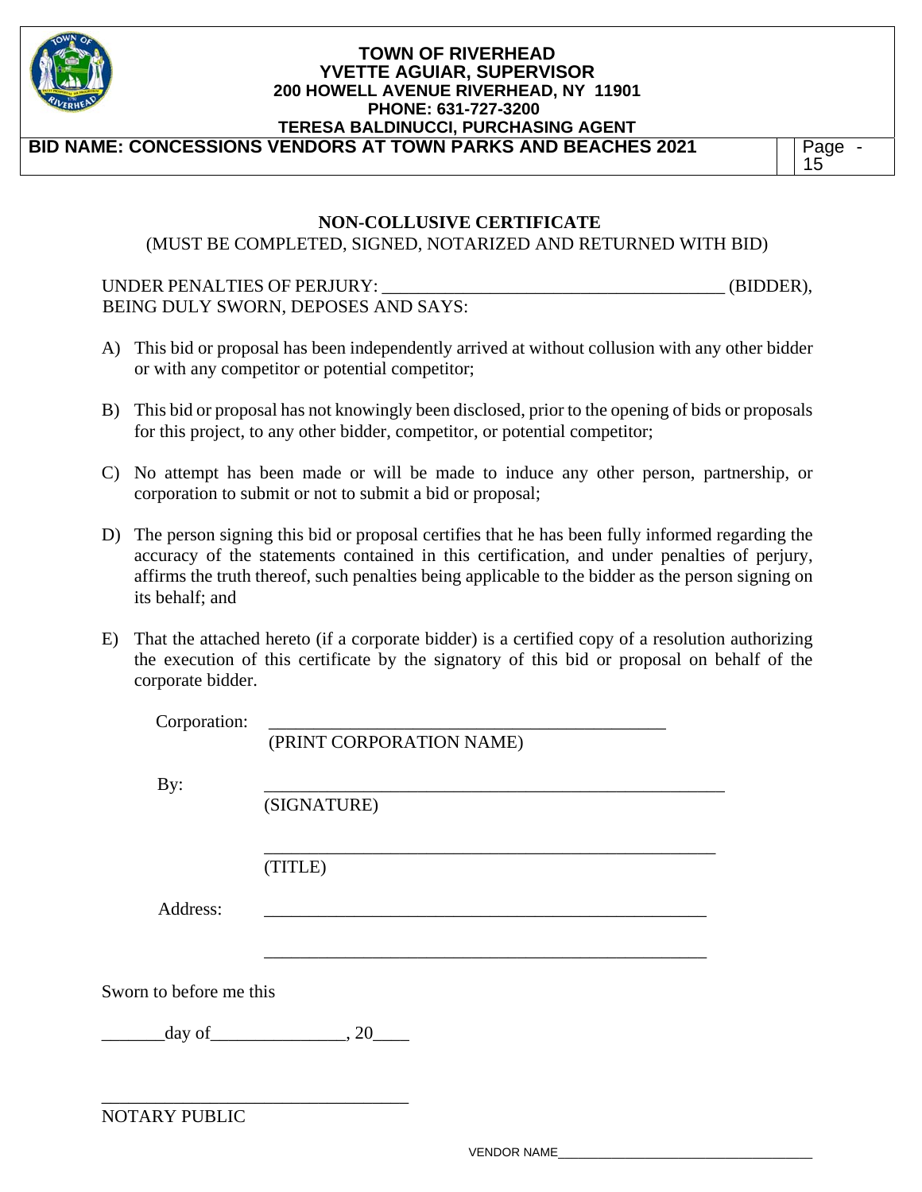# NON-COLLUSIVE CERTIFICATE

(MUST BE COMPLETED, SIGNED, NOTARIZED AND RETURNED WITH BID)

UNDER PENALTIES OF PERJURY: _______________________________________ (BIDDER), BEING DULY SWORN, DEPOSES AND SAYS:

A) This bid or proposal has been independently arrived at without collusion with any other bidder or with any competitor or potential competitor;

B) This bid or proposal has not knowingly been disclosed, prior to the opening of bids or proposals for this project, to any other bidder, competitor, or potential competitor;

C) No attempt has been made or will be made to induce any other person, partnership, or corporation to submit or not to submit a bid or proposal;

D) The person signing this bid or proposal certifies that he has been fully informed regarding the accuracy of the statements contained in this certification, and under penalties of perjury, affirms the truth thereof, such penalties being applicable to the bidder as the person signing on its behalf; and

E) That the attached hereto (if a corporate bidder) is a certified copy of a resolution authorizing the execution of this certificate by the signatory of this bid or proposal on behalf of the corporate bidder.

Corporation: _______________________________________________
(PRINT CORPORATION NAME)

By: _______________________________________________________
(SIGNATURE)

_______________________________________________________
(TITLE)

Address: _______________________________________________________

_______________________________________________________

Sworn to before me this

_______day of_______________, 20____

___________________________________
NOTARY PUBLIC

VENDOR NAME___________________________________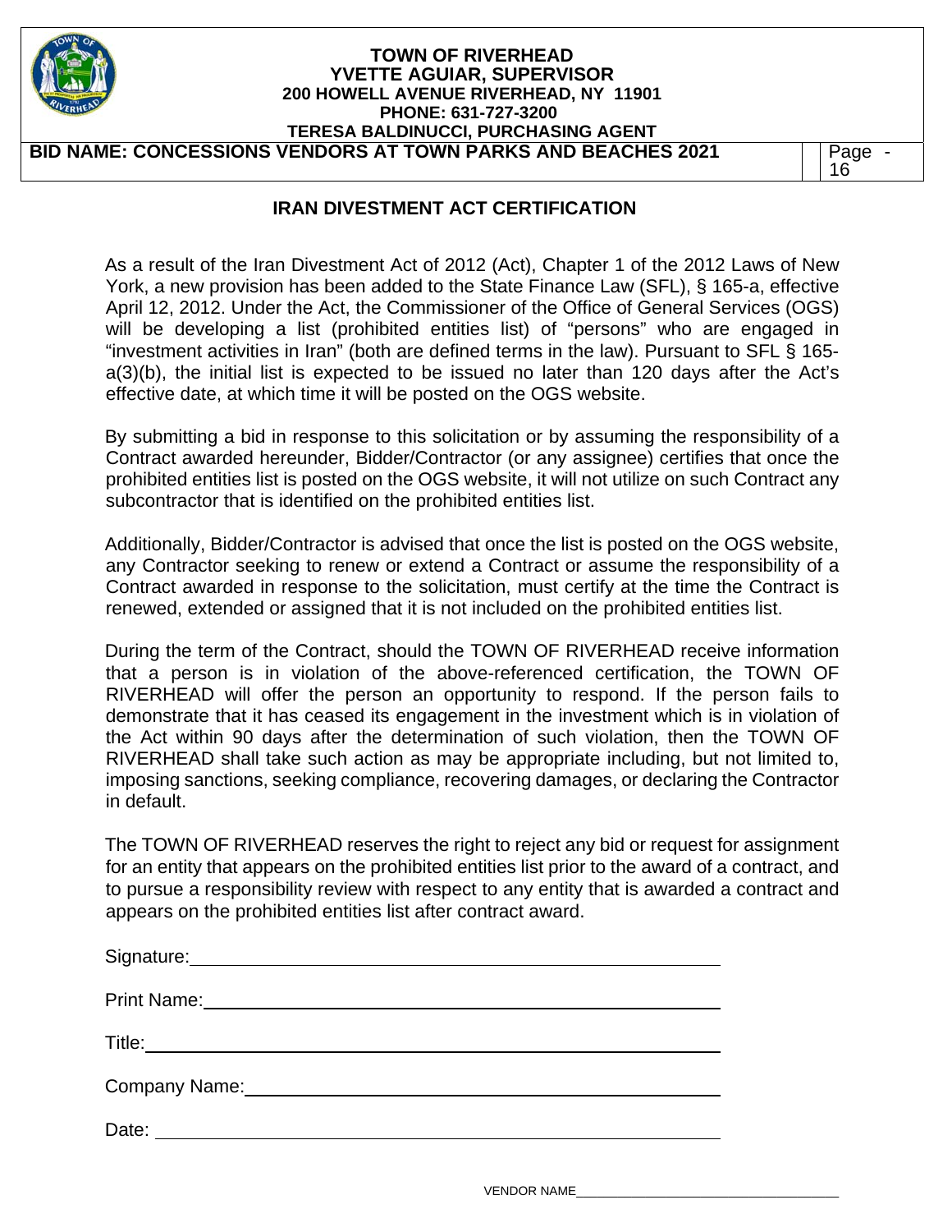## IRAN DIVESTMENT ACT CERTIFICATION

As a result of the Iran Divestment Act of 2012 (Act), Chapter 1 of the 2012 Laws of New York, a new provision has been added to the State Finance Law (SFL), § 165-a, effective April 12, 2012. Under the Act, the Commissioner of the Office of General Services (OGS) will be developing a list (prohibited entities list) of "persons" who are engaged in "investment activities in Iran" (both are defined terms in the law). Pursuant to SFL § 165-a(3)(b), the initial list is expected to be issued no later than 120 days after the Act's effective date, at which time it will be posted on the OGS website.

By submitting a bid in response to this solicitation or by assuming the responsibility of a Contract awarded hereunder, Bidder/Contractor (or any assignee) certifies that once the prohibited entities list is posted on the OGS website, it will not utilize on such Contract any subcontractor that is identified on the prohibited entities list.

Additionally, Bidder/Contractor is advised that once the list is posted on the OGS website, any Contractor seeking to renew or extend a Contract or assume the responsibility of a Contract awarded in response to the solicitation, must certify at the time the Contract is renewed, extended or assigned that it is not included on the prohibited entities list.

During the term of the Contract, should the TOWN OF RIVERHEAD receive information that a person is in violation of the above-referenced certification, the TOWN OF RIVERHEAD will offer the person an opportunity to respond. If the person fails to demonstrate that it has ceased its engagement in the investment which is in violation of the Act within 90 days after the determination of such violation, then the TOWN OF RIVERHEAD shall take such action as may be appropriate including, but not limited to, imposing sanctions, seeking compliance, recovering damages, or declaring the Contractor in default.

The TOWN OF RIVERHEAD reserves the right to reject any bid or request for assignment for an entity that appears on the prohibited entities list prior to the award of a contract, and to pursue a responsibility review with respect to any entity that is awarded a contract and appears on the prohibited entities list after contract award.

Signature: ______________________________

Print Name: ______________________________

Title: ______________________________

Company Name: ______________________________

Date: ______________________________

VENDOR NAME______________________________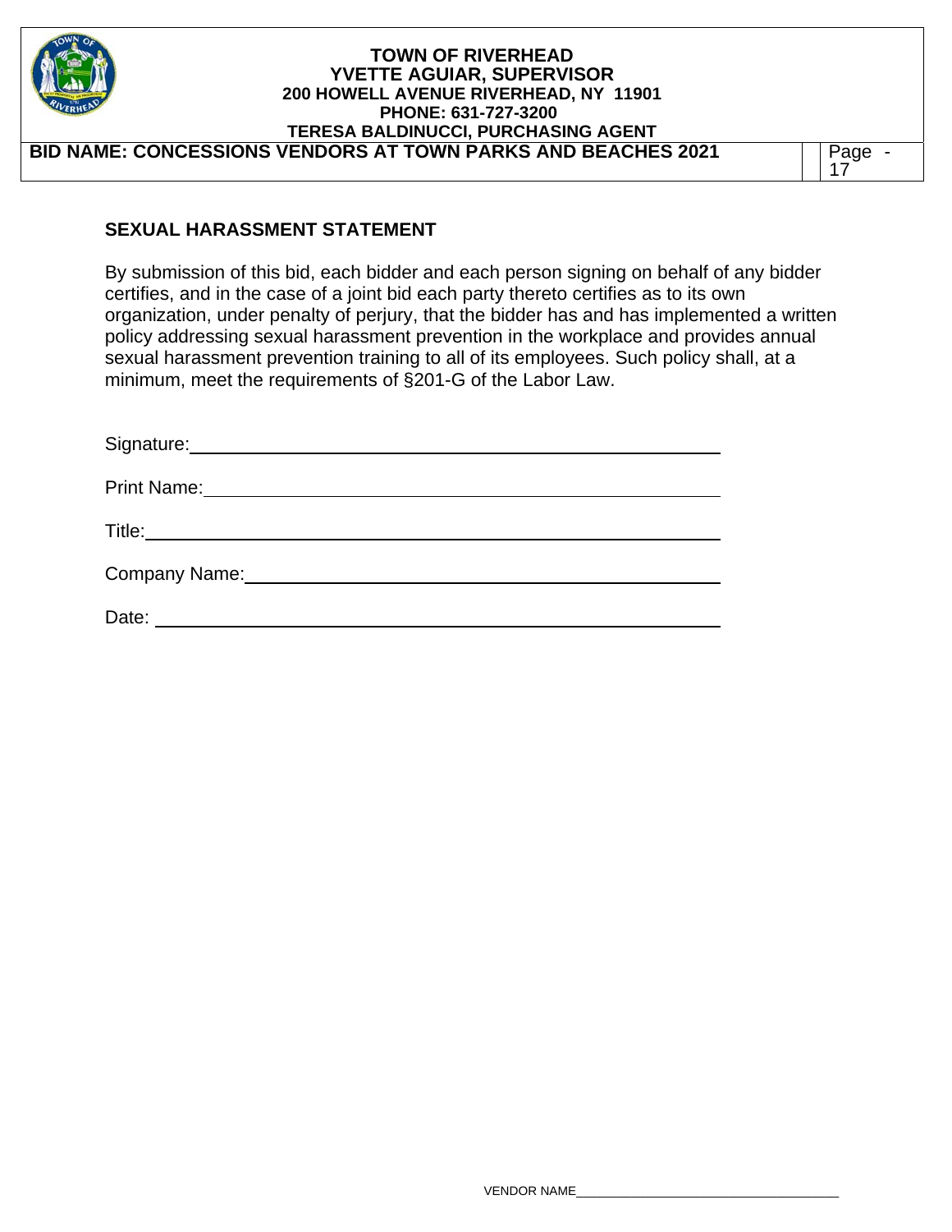## SEXUAL HARASSMENT STATEMENT

By submission of this bid, each bidder and each person signing on behalf of any bidder certifies, and in the case of a joint bid each party thereto certifies as to its own organization, under penalty of perjury, that the bidder has and has implemented a written policy addressing sexual harassment prevention in the workplace and provides annual sexual harassment prevention training to all of its employees. Such policy shall, at a minimum, meet the requirements of §201-G of the Labor Law.

Signature:\_\_\_\_\_\_\_\_\_\_\_\_\_\_\_\_\_\_\_\_\_\_\_\_\_\_\_\_\_\_\_\_\_\_\_\_\_\_\_\_

Print Name:\_\_\_\_\_\_\_\_\_\_\_\_\_\_\_\_\_\_\_\_\_\_\_\_\_\_\_\_\_\_\_\_\_\_\_\_\_\_\_\_

Title:\_\_\_\_\_\_\_\_\_\_\_\_\_\_\_\_\_\_\_\_\_\_\_\_\_\_\_\_\_\_\_\_\_\_\_\_\_\_\_\_

Company Name:\_\_\_\_\_\_\_\_\_\_\_\_\_\_\_\_\_\_\_\_\_\_\_\_\_\_\_\_\_\_\_\_\_\_\_\_\_\_\_\_

Date: \_\_\_\_\_\_\_\_\_\_\_\_\_\_\_\_\_\_\_\_\_\_\_\_\_\_\_\_\_\_\_\_\_\_\_\_\_\_\_\_

VENDOR NAME\_\_\_\_\_\_\_\_\_\_\_\_\_\_\_\_\_\_\_\_\_\_\_\_\_\_\_\_\_\_\_\_\_\_\_\_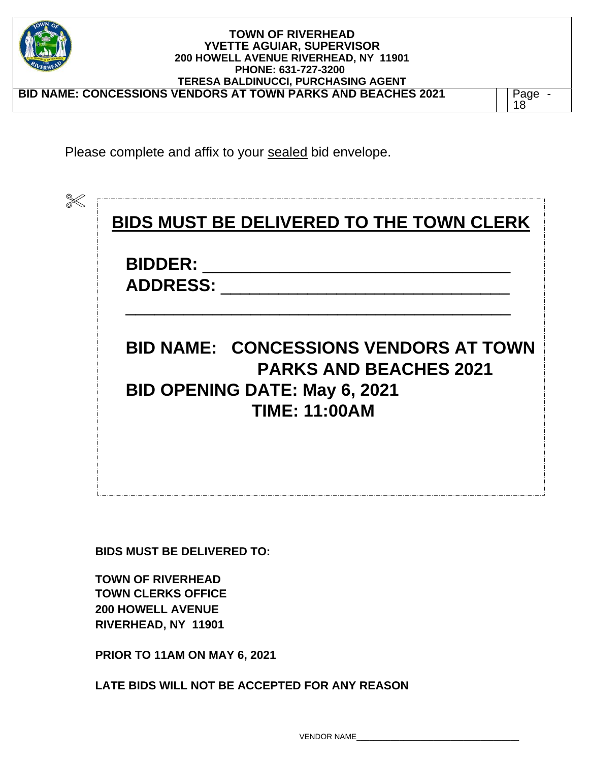Please complete and affix to your sealed bid envelope.

## BIDS MUST BE DELIVERED TO THE TOWN CLERK

**BIDDER:** ___________________________________

**ADDRESS:** _________________________________

_____________________________________________

**BID NAME: CONCESSIONS VENDORS AT TOWN PARKS AND BEACHES 2021**

**BID OPENING DATE: May 6, 2021**

**TIME: 11:00AM**

**BIDS MUST BE DELIVERED TO:**

**TOWN OF RIVERHEAD**
**TOWN CLERKS OFFICE**
**200 HOWELL AVENUE**
**RIVERHEAD, NY 11901**

**PRIOR TO 11AM ON MAY 6, 2021**

**LATE BIDS WILL NOT BE ACCEPTED FOR ANY REASON**

VENDOR NAME___________________________________